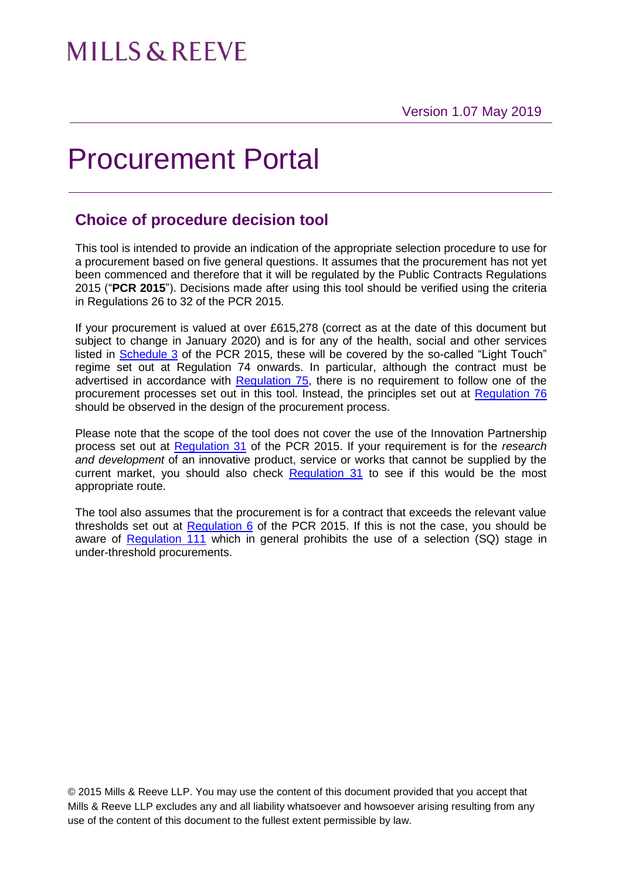# MILLS & REEVE

Version 1.07 May 2019

# Procurement Portal

## Choice of procedure decision tool

This tool is intended to provide an indication of the appropriate selection procedure to use for a procurement based on five general questions. It assumes that the procurement has not yet been commenced and therefore that it will be regulated by the Public Contracts Regulations 2015 ("**PCR 2015**"). Decisions made after using this tool should be verified using the criteria in Regulations 26 to 32 of the PCR 2015.

If your procurement is valued at over £615,278 (correct as at the date of this document but subject to change in January 2020) and is for any of the health, social and other services listed in Schedule 3 of the PCR 2015, these will be covered by the so-called "Light Touch" regime set out at Regulation 74 onwards. In particular, although the contract must be advertised in accordance with Regulation 75, there is no requirement to follow one of the procurement processes set out in this tool. Instead, the principles set out at Regulation 76 should be observed in the design of the procurement process.

Please note that the scope of the tool does not cover the use of the Innovation Partnership process set out at Regulation 31 of the PCR 2015. If your requirement is for the *research and development* of an innovative product, service or works that cannot be supplied by the current market, you should also check Regulation 31 to see if this would be the most appropriate route.

The tool also assumes that the procurement is for a contract that exceeds the relevant value thresholds set out at Regulation 6 of the PCR 2015. If this is not the case, you should be aware of Regulation 111 which in general prohibits the use of a selection (SQ) stage in under-threshold procurements.

© 2015 Mills & Reeve LLP. You may use the content of this document provided that you accept that Mills & Reeve LLP excludes any and all liability whatsoever and howsoever arising resulting from any use of the content of this document to the fullest extent permissible by law.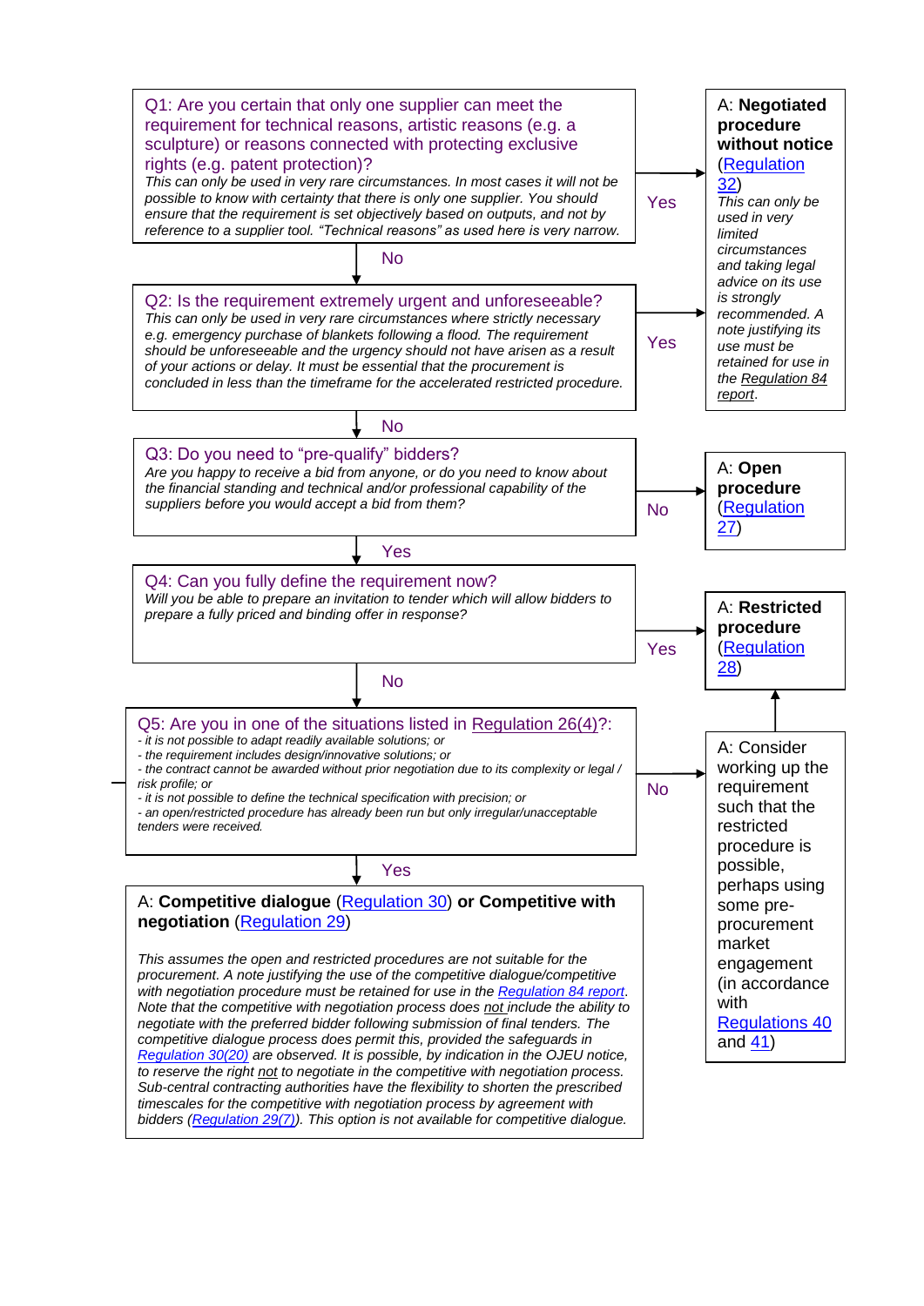Q1: Are you certain that only one supplier can meet the requirement for technical reasons, artistic reasons (e.g. a sculpture) or reasons connected with protecting exclusive rights (e.g. patent protection)?

*This can only be used in very rare circumstances. In most cases it will not be possible to know with certainty that there is only one supplier. You should ensure that the requirement is set objectively based on outputs, and not by reference to a supplier tool. "Technical reasons" as used here is very narrow.*

Yes → A: **Negotiated procedure without notice** (Regulation 32)

*This can only be used in very limited circumstances and taking legal advice on its use is strongly recommended. A note justifying its use must be retained for use in the Regulation 84 report.*

No ↓

Q2: Is the requirement extremely urgent and unforeseeable?

*This can only be used in very rare circumstances where strictly necessary e.g. emergency purchase of blankets following a flood. The requirement should be unforeseeable and the urgency should not have arisen as a result of your actions or delay. It must be essential that the procurement is concluded in less than the timeframe for the accelerated restricted procedure.*

Yes → A: **Negotiated procedure without notice** (Regulation 32)

No ↓

Q3: Do you need to "pre-qualify" bidders?

*Are you happy to receive a bid from anyone, or do you need to know about the financial standing and technical and/or professional capability of the suppliers before you would accept a bid from them?*

No → A: **Open procedure** (Regulation 27)

Yes ↓

Q4: Can you fully define the requirement now?

*Will you be able to prepare an invitation to tender which will allow bidders to prepare a fully priced and binding offer in response?*

Yes → A: **Restricted procedure** (Regulation 28)

No ↓

Q5: Are you in one of the situations listed in Regulation 26(4)?:

- *it is not possible to adapt readily available solutions; or*
- *the requirement includes design/innovative solutions; or*
- *the contract cannot be awarded without prior negotiation due to its complexity or legal / risk profile; or*
- *it is not possible to define the technical specification with precision; or*
- *an open/restricted procedure has already been run but only irregular/unacceptable tenders were received.*

No → A: Consider working up the requirement such that the restricted procedure is possible, perhaps using some pre-procurement market engagement (in accordance with Regulations 40 and 41) → A: **Restricted procedure** (Regulation 28)

Yes ↓

A: **Competitive dialogue** (Regulation 30) **or Competitive with negotiation** (Regulation 29)

*This assumes the open and restricted procedures are not suitable for the procurement. A note justifying the use of the competitive dialogue/competitive with negotiation procedure must be retained for use in the Regulation 84 report. Note that the competitive with negotiation process does not include the ability to negotiate with the preferred bidder following submission of final tenders. The competitive dialogue process does permit this, provided the safeguards in Regulation 30(20) are observed. It is possible, by indication in the OJEU notice, to reserve the right not to negotiate in the competitive with negotiation process. Sub-central contracting authorities have the flexibility to shorten the prescribed timescales for the competitive with negotiation process by agreement with bidders (Regulation 29(7)). This option is not available for competitive dialogue.*